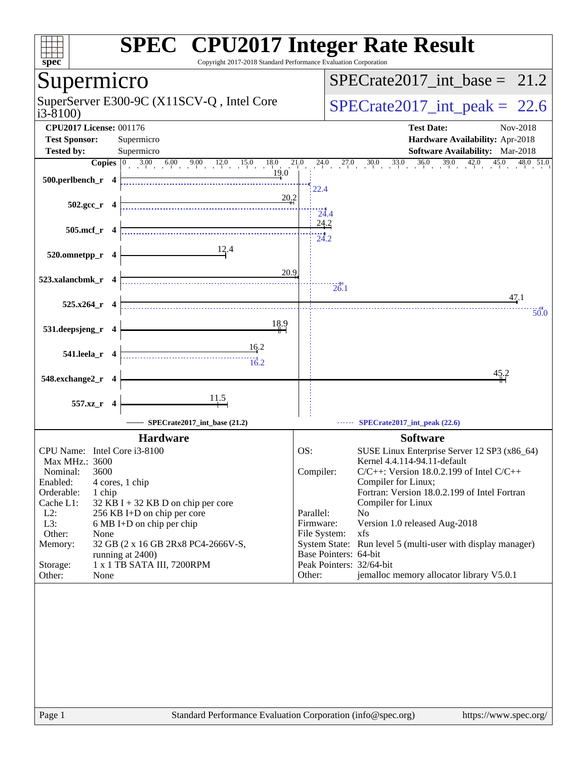# SPEC CPU2017 Integer Rate Result

Copyright 2017-2018 Standard Performance Evaluation Corporation

## Supermicro

SuperServer E300-9C (X11SCV-Q , Intel Core i3-8100)

SPECrate2017_int_base = 21.2

SPECrate2017_int_peak = 22.6

**CPU2017 License:** 001176
**Test Sponsor:** Supermicro
**Tested by:** Supermicro

**Test Date:** Nov-2018
**Hardware Availability:** Apr-2018
**Software Availability:** Mar-2018

| Benchmark | Copies | Base | Peak |
|---|---|---|---|
| 500.perlbench_r | 4 | 19.0 | 22.4 |
| 502.gcc_r | 4 | 20.2 | 24.4 |
| 505.mcf_r | 4 | 24.2 | 24.2 |
| 520.omnetpp_r | 4 | 12.4 | |
| 523.xalancbmk_r | 4 | 20.9 | 26.1 |
| 525.x264_r | 4 | 47.1 | 50.0 |
| 531.deepsjeng_r | 4 | 18.9 | |
| 541.leela_r | 4 | 16.2 | 16.2 |
| 548.exchange2_r | 4 | 45.2 | |
| 557.xz_r | 4 | 11.5 | |

SPECrate2017_int_base (21.2) — SPECrate2017_int_peak (22.6)

### Hardware

| | |
|---|---|
| CPU Name: | Intel Core i3-8100 |
| Max MHz.: | 3600 |
| Nominal: | 3600 |
| Enabled: | 4 cores, 1 chip |
| Orderable: | 1 chip |
| Cache L1: | 32 KB I + 32 KB D on chip per core |
| L2: | 256 KB I+D on chip per core |
| L3: | 6 MB I+D on chip per chip |
| Other: | None |
| Memory: | 32 GB (2 x 16 GB 2Rx8 PC4-2666V-S, running at 2400) |
| Storage: | 1 x 1 TB SATA III, 7200RPM |
| Other: | None |

### Software

| | |
|---|---|
| OS: | SUSE Linux Enterprise Server 12 SP3 (x86_64) Kernel 4.4.114-94.11-default |
| Compiler: | C/C++: Version 18.0.2.199 of Intel C/C++ Compiler for Linux; Fortran: Version 18.0.2.199 of Intel Fortran Compiler for Linux |
| Parallel: | No |
| Firmware: | Version 1.0 released Aug-2018 |
| File System: | xfs |
| System State: | Run level 5 (multi-user with display manager) |
| Base Pointers: | 64-bit |
| Peak Pointers: | 32/64-bit |
| Other: | jemalloc memory allocator library V5.0.1 |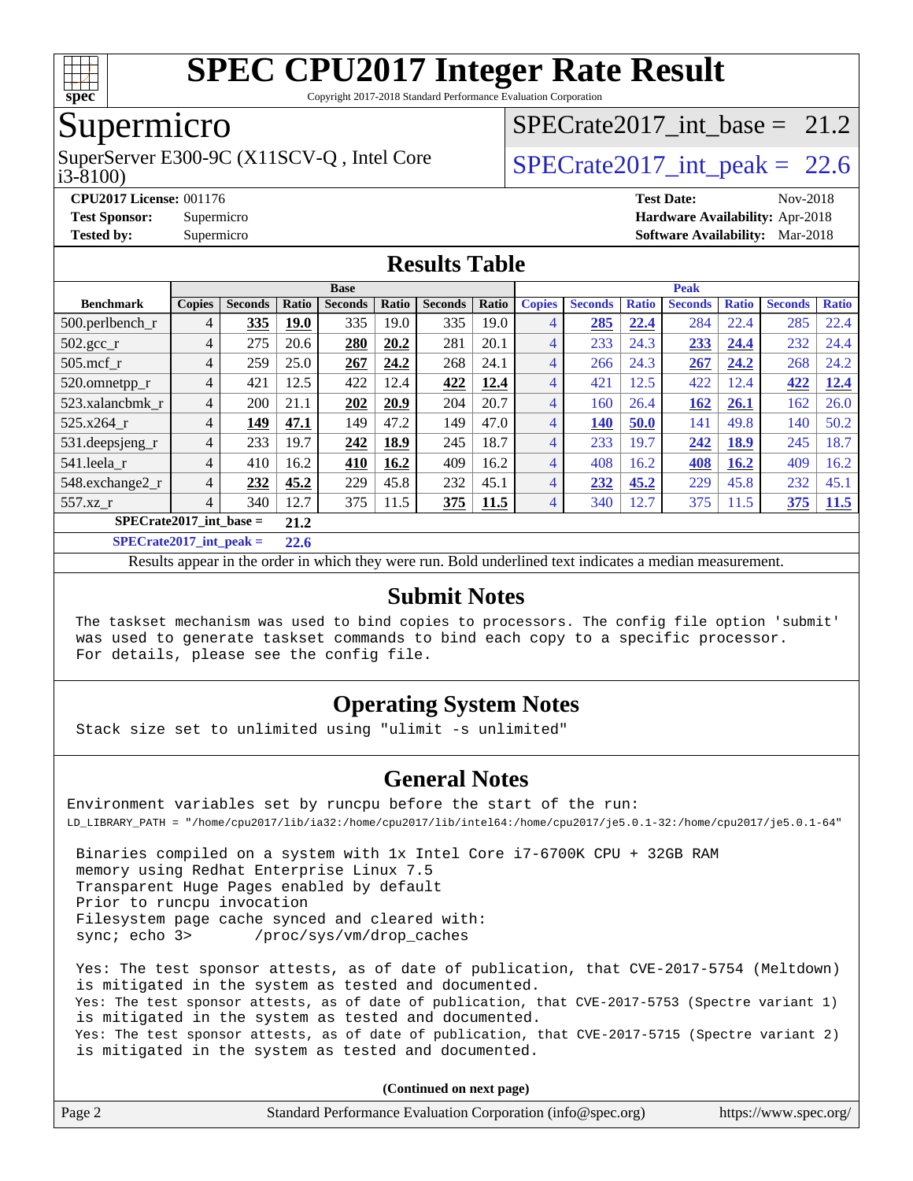# SPEC CPU2017 Integer Rate Result

Copyright 2017-2018 Standard Performance Evaluation Corporation

## Supermicro

SuperServer E300-9C (X11SCV-Q , Intel Core i3-8100)

SPECrate2017_int_base = 21.2

SPECrate2017_int_peak = 22.6

**CPU2017 License:** 001176
**Test Sponsor:** Supermicro
**Tested by:** Supermicro

**Test Date:** Nov-2018
**Hardware Availability:** Apr-2018
**Software Availability:** Mar-2018

## Results Table

| | Base | | | | | | | Peak | | | | | | |
|---|---|---|---|---|---|---|---|---|---|---|---|---|---|---|
| **Benchmark** | **Copies** | **Seconds** | **Ratio** | **Seconds** | **Ratio** | **Seconds** | **Ratio** | **Copies** | **Seconds** | **Ratio** | **Seconds** | **Ratio** | **Seconds** | **Ratio** |
| 500.perlbench_r | 4 | **335** | **19.0** | 335 | 19.0 | 335 | 19.0 | 4 | **285** | **22.4** | 284 | 22.4 | 285 | 22.4 |
| 502.gcc_r | 4 | 275 | 20.6 | **280** | **20.2** | 281 | 20.1 | 4 | 233 | 24.3 | **233** | **24.4** | 232 | 24.4 |
| 505.mcf_r | 4 | 259 | 25.0 | **267** | **24.2** | 268 | 24.1 | 4 | 266 | 24.3 | **267** | **24.2** | 268 | 24.2 |
| 520.omnetpp_r | 4 | 421 | 12.5 | 422 | 12.4 | **422** | **12.4** | 4 | 421 | 12.5 | 422 | 12.4 | **422** | **12.4** |
| 523.xalancbmk_r | 4 | 200 | 21.1 | **202** | **20.9** | 204 | 20.7 | 4 | 160 | 26.4 | **162** | **26.1** | 162 | 26.0 |
| 525.x264_r | 4 | **149** | **47.1** | 149 | 47.2 | 149 | 47.0 | 4 | **140** | **50.0** | 141 | 49.8 | 140 | 50.2 |
| 531.deepsjeng_r | 4 | 233 | 19.7 | **242** | **18.9** | 245 | 18.7 | 4 | 233 | 19.7 | **242** | **18.9** | 245 | 18.7 |
| 541.leela_r | 4 | 410 | 16.2 | **410** | **16.2** | 409 | 16.2 | 4 | 408 | 16.2 | **408** | **16.2** | 409 | 16.2 |
| 548.exchange2_r | 4 | **232** | **45.2** | 229 | 45.8 | 232 | 45.1 | 4 | **232** | **45.2** | 229 | 45.8 | 232 | 45.1 |
| 557.xz_r | 4 | 340 | 12.7 | 375 | 11.5 | **375** | **11.5** | 4 | 340 | 12.7 | 375 | 11.5 | **375** | **11.5** |

**SPECrate2017_int_base = 21.2**

**SPECrate2017_int_peak = 22.6**

Results appear in the order in which they were run. Bold underlined text indicates a median measurement.

## Submit Notes

The taskset mechanism was used to bind copies to processors. The config file option 'submit' was used to generate taskset commands to bind each copy to a specific processor. For details, please see the config file.

## Operating System Notes

Stack size set to unlimited using "ulimit -s unlimited"

## General Notes

Environment variables set by runcpu before the start of the run:
LD_LIBRARY_PATH = "/home/cpu2017/lib/ia32:/home/cpu2017/lib/intel64:/home/cpu2017/je5.0.1-32:/home/cpu2017/je5.0.1-64"

Binaries compiled on a system with 1x Intel Core i7-6700K CPU + 32GB RAM memory using Redhat Enterprise Linux 7.5
Transparent Huge Pages enabled by default
Prior to runcpu invocation
Filesystem page cache synced and cleared with:
sync; echo 3> /proc/sys/vm/drop_caches

Yes: The test sponsor attests, as of date of publication, that CVE-2017-5754 (Meltdown) is mitigated in the system as tested and documented.
Yes: The test sponsor attests, as of date of publication, that CVE-2017-5753 (Spectre variant 1) is mitigated in the system as tested and documented.
Yes: The test sponsor attests, as of date of publication, that CVE-2017-5715 (Spectre variant 2) is mitigated in the system as tested and documented.

**(Continued on next page)**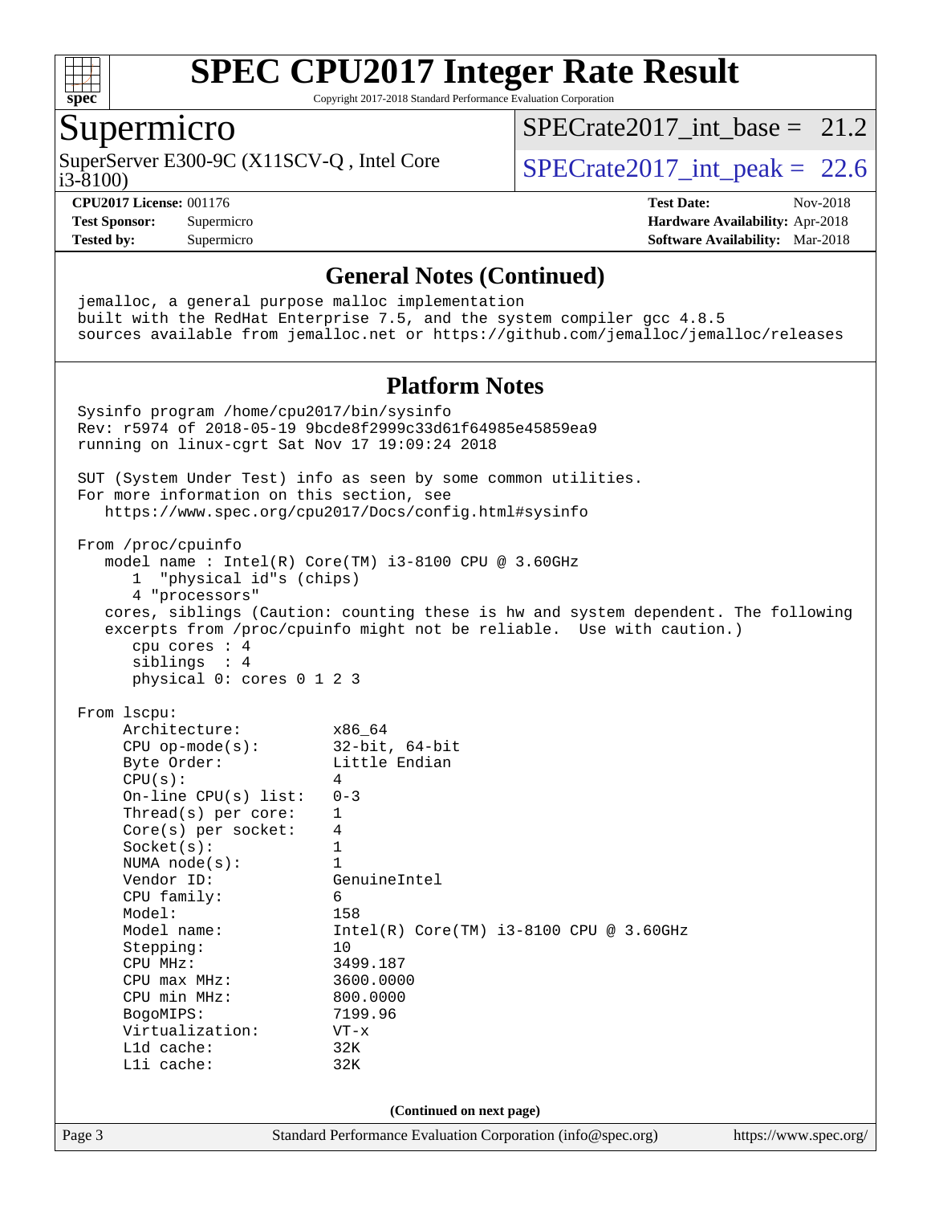## General Notes (Continued)

```
jemalloc, a general purpose malloc implementation
built with the RedHat Enterprise 7.5, and the system compiler gcc 4.8.5
sources available from jemalloc.net or https://github.com/jemalloc/jemalloc/releases
```

## Platform Notes

```
Sysinfo program /home/cpu2017/bin/sysinfo
Rev: r5974 of 2018-05-19 9bcde8f2999c33d61f64985e45859ea9
running on linux-cgrt Sat Nov 17 19:09:24 2018

SUT (System Under Test) info as seen by some common utilities.
For more information on this section, see
   https://www.spec.org/cpu2017/Docs/config.html#sysinfo

From /proc/cpuinfo
   model name : Intel(R) Core(TM) i3-8100 CPU @ 3.60GHz
      1  "physical id"s (chips)
      4 "processors"
   cores, siblings (Caution: counting these is hw and system dependent. The following
   excerpts from /proc/cpuinfo might not be reliable.  Use with caution.)
      cpu cores : 4
      siblings  : 4
      physical 0: cores 0 1 2 3

From lscpu:
     Architecture:          x86_64
     CPU op-mode(s):        32-bit, 64-bit
     Byte Order:            Little Endian
     CPU(s):                4
     On-line CPU(s) list:   0-3
     Thread(s) per core:    1
     Core(s) per socket:    4
     Socket(s):             1
     NUMA node(s):          1
     Vendor ID:             GenuineIntel
     CPU family:            6
     Model:                 158
     Model name:            Intel(R) Core(TM) i3-8100 CPU @ 3.60GHz
     Stepping:              10
     CPU MHz:               3499.187
     CPU max MHz:           3600.0000
     CPU min MHz:           800.0000
     BogoMIPS:              7199.96
     Virtualization:        VT-x
     L1d cache:             32K
     L1i cache:             32K
```

(Continued on next page)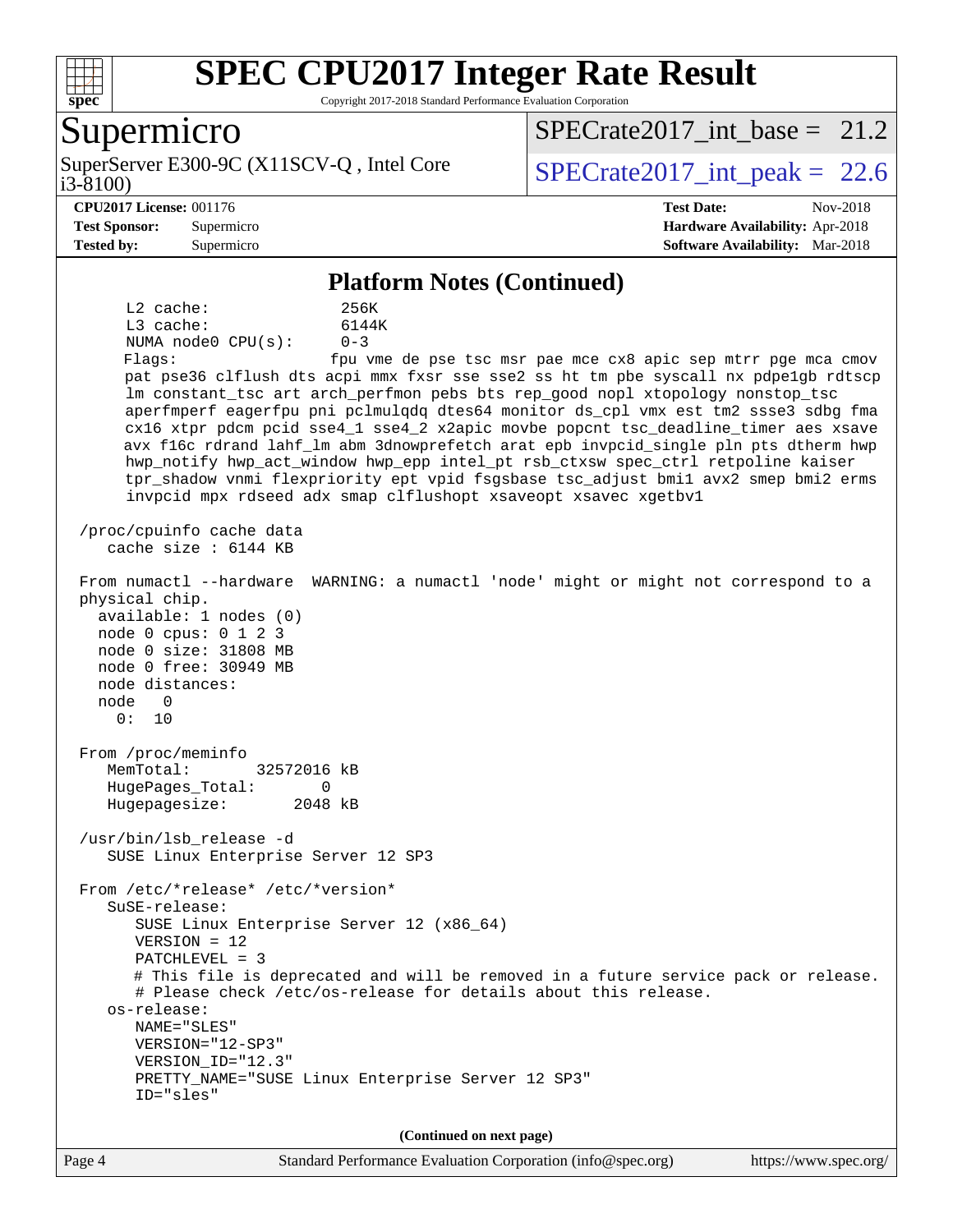## Platform Notes (Continued)

```
     L2 cache:              256K
     L3 cache:              6144K
     NUMA node0 CPU(s):     0-3
     Flags:                 fpu vme de pse tsc msr pae mce cx8 apic sep mtrr pge mca cmov
     pat pse36 clflush dts acpi mmx fxsr sse sse2 ss ht tm pbe syscall nx pdpe1gb rdtscp
     lm constant_tsc art arch_perfmon pebs bts rep_good nopl xtopology nonstop_tsc
     aperfmperf eagerfpu pni pclmulqdq dtes64 monitor ds_cpl vmx est tm2 ssse3 sdbg fma
     cx16 xtpr pdcm pcid sse4_1 sse4_2 x2apic movbe popcnt tsc_deadline_timer aes xsave
     avx f16c rdrand lahf_lm abm 3dnowprefetch arat epb invpcid_single pln pts dtherm hwp
     hwp_notify hwp_act_window hwp_epp intel_pt rsb_ctxsw spec_ctrl retpoline kaiser
     tpr_shadow vnmi flexpriority ept vpid fsgsbase tsc_adjust bmi1 avx2 smep bmi2 erms
     invpcid mpx rdseed adx smap clflushopt xsaveopt xsavec xgetbv1

 /proc/cpuinfo cache data
    cache size : 6144 KB

 From numactl --hardware  WARNING: a numactl 'node' might or might not correspond to a
 physical chip.
   available: 1 nodes (0)
   node 0 cpus: 0 1 2 3
   node 0 size: 31808 MB
   node 0 free: 30949 MB
   node distances:
   node   0
     0:  10

 From /proc/meminfo
    MemTotal:       32572016 kB
    HugePages_Total:       0
    Hugepagesize:       2048 kB

 /usr/bin/lsb_release -d
    SUSE Linux Enterprise Server 12 SP3

 From /etc/*release* /etc/*version*
    SuSE-release:
       SUSE Linux Enterprise Server 12 (x86_64)
       VERSION = 12
       PATCHLEVEL = 3
       # This file is deprecated and will be removed in a future service pack or release.
       # Please check /etc/os-release for details about this release.
    os-release:
       NAME="SLES"
       VERSION="12-SP3"
       VERSION_ID="12.3"
       PRETTY_NAME="SUSE Linux Enterprise Server 12 SP3"
       ID="sles"
```

(Continued on next page)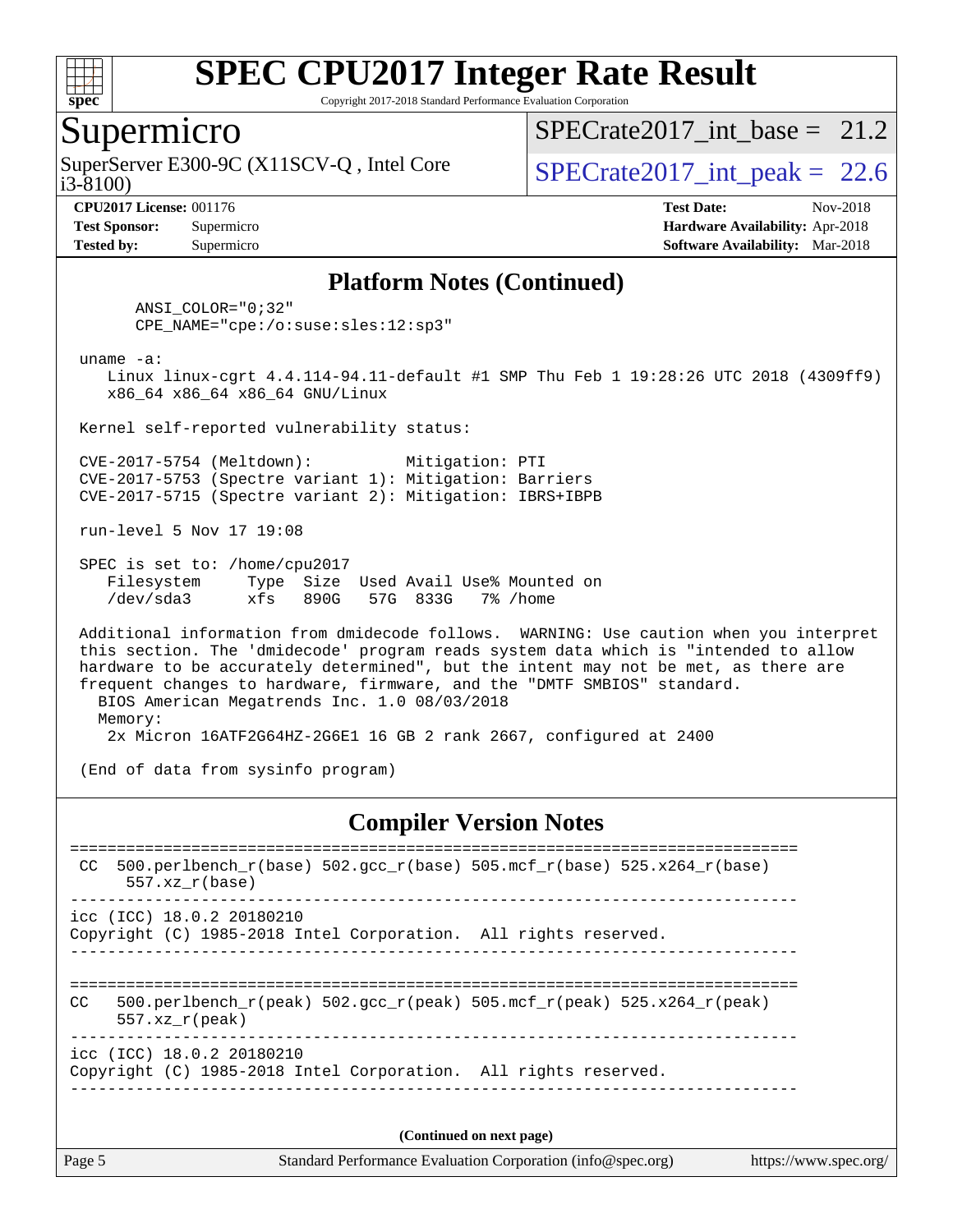## Platform Notes (Continued)

```
       ANSI_COLOR="0;32"
       CPE_NAME="cpe:/o:suse:sles:12:sp3"

 uname -a:
    Linux linux-cgrt 4.4.114-94.11-default #1 SMP Thu Feb 1 19:28:26 UTC 2018 (4309ff9)
    x86_64 x86_64 x86_64 GNU/Linux

 Kernel self-reported vulnerability status:

 CVE-2017-5754 (Meltdown):          Mitigation: PTI
 CVE-2017-5753 (Spectre variant 1): Mitigation: Barriers
 CVE-2017-5715 (Spectre variant 2): Mitigation: IBRS+IBPB

 run-level 5 Nov 17 19:08

 SPEC is set to: /home/cpu2017
    Filesystem     Type  Size  Used Avail Use% Mounted on
    /dev/sda3      xfs   890G   57G  833G   7% /home

 Additional information from dmidecode follows.  WARNING: Use caution when you interpret
 this section. The 'dmidecode' program reads system data which is "intended to allow
 hardware to be accurately determined", but the intent may not be met, as there are
 frequent changes to hardware, firmware, and the "DMTF SMBIOS" standard.
   BIOS American Megatrends Inc. 1.0 08/03/2018
   Memory:
    2x Micron 16ATF2G64HZ-2G6E1 16 GB 2 rank 2667, configured at 2400

 (End of data from sysinfo program)
```

## Compiler Version Notes

```
==============================================================================
 CC  500.perlbench_r(base) 502.gcc_r(base) 505.mcf_r(base) 525.x264_r(base)
      557.xz_r(base)
------------------------------------------------------------------------------
icc (ICC) 18.0.2 20180210
Copyright (C) 1985-2018 Intel Corporation.  All rights reserved.
------------------------------------------------------------------------------

==============================================================================
CC   500.perlbench_r(peak) 502.gcc_r(peak) 505.mcf_r(peak) 525.x264_r(peak)
      557.xz_r(peak)
------------------------------------------------------------------------------
icc (ICC) 18.0.2 20180210
Copyright (C) 1985-2018 Intel Corporation.  All rights reserved.
------------------------------------------------------------------------------
```

(Continued on next page)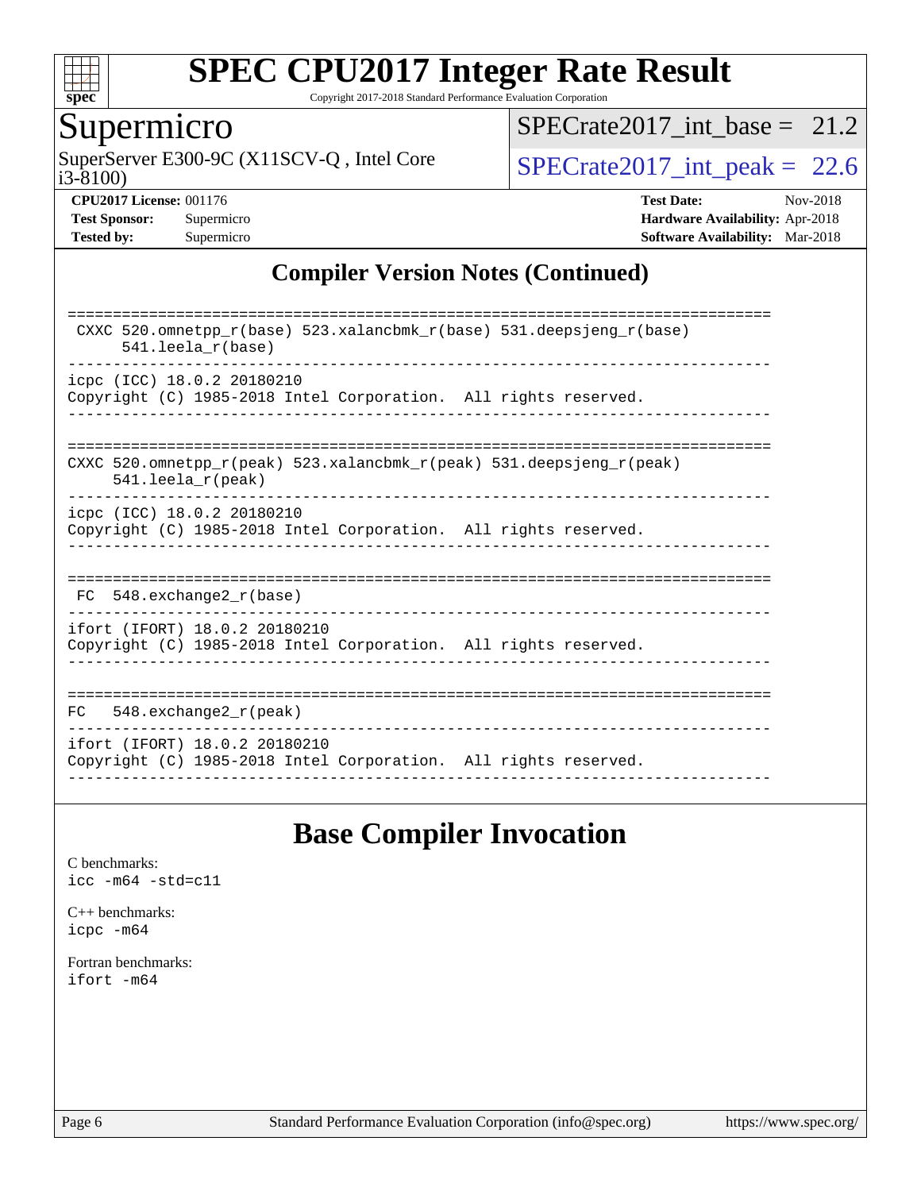# SPEC CPU2017 Integer Rate Result

Copyright 2017-2018 Standard Performance Evaluation Corporation

## Supermicro

SuperServer E300-9C (X11SCV-Q , Intel Core i3-8100)

SPECrate2017_int_base = 21.2

SPECrate2017_int_peak = 22.6

**CPU2017 License:** 001176
**Test Sponsor:** Supermicro
**Tested by:** Supermicro

**Test Date:** Nov-2018
**Hardware Availability:** Apr-2018
**Software Availability:** Mar-2018

## Compiler Version Notes (Continued)

```
==============================================================================
 CXXC 520.omnetpp_r(base) 523.xalancbmk_r(base) 531.deepsjeng_r(base)
      541.leela_r(base)
------------------------------------------------------------------------------
icpc (ICC) 18.0.2 20180210
Copyright (C) 1985-2018 Intel Corporation.  All rights reserved.
------------------------------------------------------------------------------

==============================================================================
CXXC 520.omnetpp_r(peak) 523.xalancbmk_r(peak) 531.deepsjeng_r(peak)
     541.leela_r(peak)
------------------------------------------------------------------------------
icpc (ICC) 18.0.2 20180210
Copyright (C) 1985-2018 Intel Corporation.  All rights reserved.
------------------------------------------------------------------------------

==============================================================================
 FC  548.exchange2_r(base)
------------------------------------------------------------------------------
ifort (IFORT) 18.0.2 20180210
Copyright (C) 1985-2018 Intel Corporation.  All rights reserved.
------------------------------------------------------------------------------

==============================================================================
FC   548.exchange2_r(peak)
------------------------------------------------------------------------------
ifort (IFORT) 18.0.2 20180210
Copyright (C) 1985-2018 Intel Corporation.  All rights reserved.
------------------------------------------------------------------------------
```

## Base Compiler Invocation

C benchmarks:
icc -m64 -std=c11

C++ benchmarks:
icpc -m64

Fortran benchmarks:
ifort -m64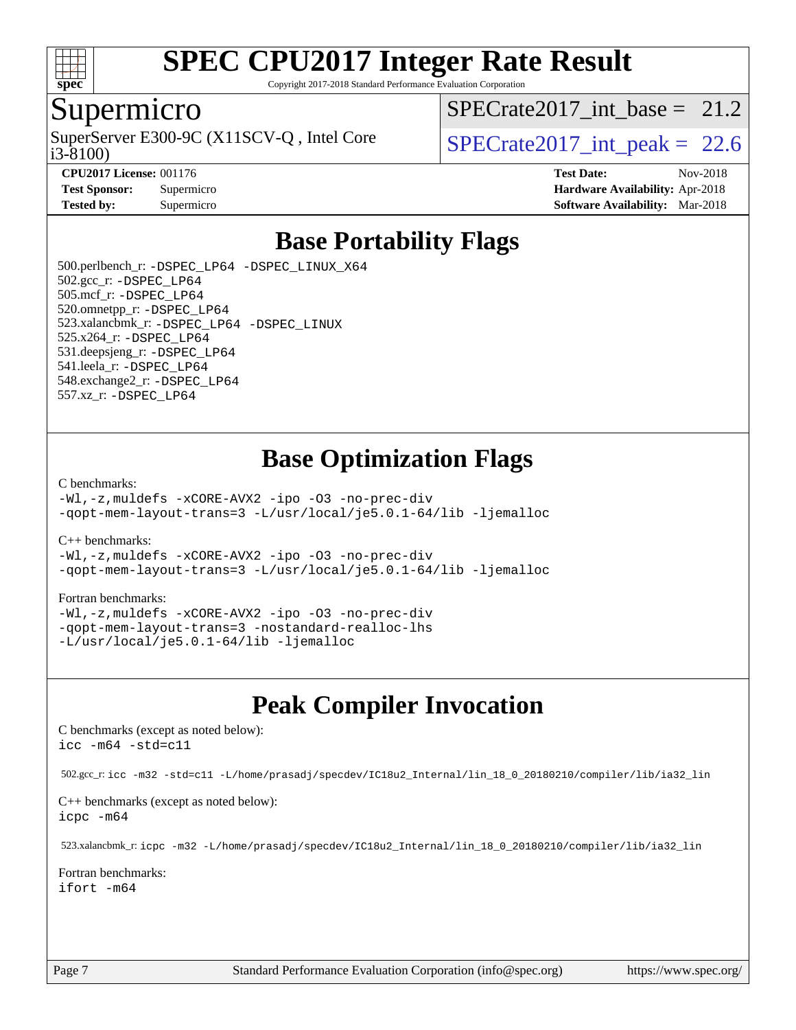# SPEC CPU2017 Integer Rate Result

Copyright 2017-2018 Standard Performance Evaluation Corporation

## Supermicro

SuperServer E300-9C (X11SCV-Q , Intel Core i3-8100)

SPECrate2017_int_base = 21.2

SPECrate2017_int_peak = 22.6

**CPU2017 License:** 001176
**Test Sponsor:** Supermicro
**Tested by:** Supermicro

**Test Date:** Nov-2018
**Hardware Availability:** Apr-2018
**Software Availability:** Mar-2018

## Base Portability Flags

500.perlbench_r: -DSPEC_LP64 -DSPEC_LINUX_X64
502.gcc_r: -DSPEC_LP64
505.mcf_r: -DSPEC_LP64
520.omnetpp_r: -DSPEC_LP64
523.xalancbmk_r: -DSPEC_LP64 -DSPEC_LINUX
525.x264_r: -DSPEC_LP64
531.deepsjeng_r: -DSPEC_LP64
541.leela_r: -DSPEC_LP64
548.exchange2_r: -DSPEC_LP64
557.xz_r: -DSPEC_LP64

## Base Optimization Flags

C benchmarks:

```
-Wl,-z,muldefs -xCORE-AVX2 -ipo -O3 -no-prec-div
-qopt-mem-layout-trans=3 -L/usr/local/je5.0.1-64/lib -ljemalloc
```

C++ benchmarks:

```
-Wl,-z,muldefs -xCORE-AVX2 -ipo -O3 -no-prec-div
-qopt-mem-layout-trans=3 -L/usr/local/je5.0.1-64/lib -ljemalloc
```

Fortran benchmarks:

```
-Wl,-z,muldefs -xCORE-AVX2 -ipo -O3 -no-prec-div
-qopt-mem-layout-trans=3 -nostandard-realloc-lhs
-L/usr/local/je5.0.1-64/lib -ljemalloc
```

## Peak Compiler Invocation

C benchmarks (except as noted below):

```
icc -m64 -std=c11
```

502.gcc_r: icc -m32 -std=c11 -L/home/prasadj/specdev/IC18u2_Internal/lin_18_0_20180210/compiler/lib/ia32_lin

C++ benchmarks (except as noted below):

```
icpc -m64
```

523.xalancbmk_r: icpc -m32 -L/home/prasadj/specdev/IC18u2_Internal/lin_18_0_20180210/compiler/lib/ia32_lin

Fortran benchmarks:

```
ifort -m64
```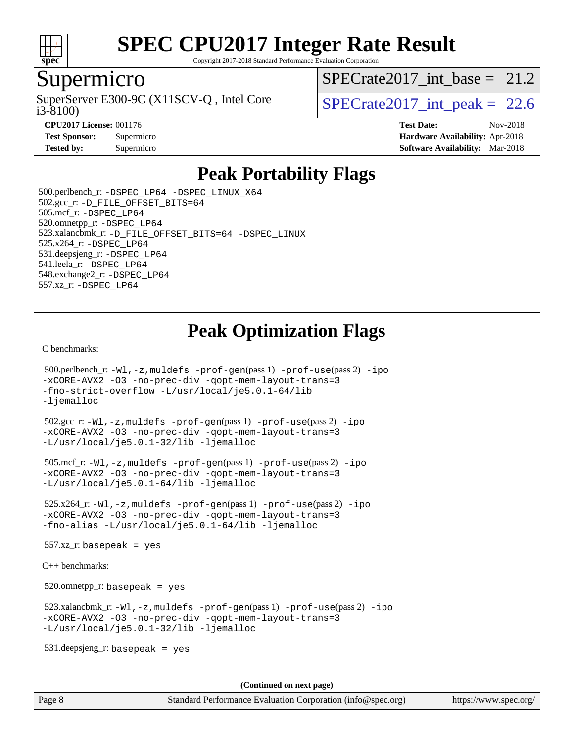# SPEC CPU2017 Integer Rate Result

Copyright 2017-2018 Standard Performance Evaluation Corporation

## Supermicro

SuperServer E300-9C (X11SCV-Q , Intel Core i3-8100)

SPECrate2017_int_base = 21.2

SPECrate2017_int_peak = 22.6

**CPU2017 License:** 001176
**Test Sponsor:** Supermicro
**Tested by:** Supermicro

**Test Date:** Nov-2018
**Hardware Availability:** Apr-2018
**Software Availability:** Mar-2018

## Peak Portability Flags

500.perlbench_r: `-DSPEC_LP64 -DSPEC_LINUX_X64`
502.gcc_r: `-D_FILE_OFFSET_BITS=64`
505.mcf_r: `-DSPEC_LP64`
520.omnetpp_r: `-DSPEC_LP64`
523.xalancbmk_r: `-D_FILE_OFFSET_BITS=64 -DSPEC_LINUX`
525.x264_r: `-DSPEC_LP64`
531.deepsjeng_r: `-DSPEC_LP64`
541.leela_r: `-DSPEC_LP64`
548.exchange2_r: `-DSPEC_LP64`
557.xz_r: `-DSPEC_LP64`

## Peak Optimization Flags

C benchmarks:

500.perlbench_r: `-Wl,-z,muldefs -prof-gen`(pass 1) `-prof-use`(pass 2) `-ipo -xCORE-AVX2 -O3 -no-prec-div -qopt-mem-layout-trans=3 -fno-strict-overflow -L/usr/local/je5.0.1-64/lib -ljemalloc`

502.gcc_r: `-Wl,-z,muldefs -prof-gen`(pass 1) `-prof-use`(pass 2) `-ipo -xCORE-AVX2 -O3 -no-prec-div -qopt-mem-layout-trans=3 -L/usr/local/je5.0.1-32/lib -ljemalloc`

505.mcf_r: `-Wl,-z,muldefs -prof-gen`(pass 1) `-prof-use`(pass 2) `-ipo -xCORE-AVX2 -O3 -no-prec-div -qopt-mem-layout-trans=3 -L/usr/local/je5.0.1-64/lib -ljemalloc`

525.x264_r: `-Wl,-z,muldefs -prof-gen`(pass 1) `-prof-use`(pass 2) `-ipo -xCORE-AVX2 -O3 -no-prec-div -qopt-mem-layout-trans=3 -fno-alias -L/usr/local/je5.0.1-64/lib -ljemalloc`

557.xz_r: `basepeak = yes`

C++ benchmarks:

520.omnetpp_r: `basepeak = yes`

523.xalancbmk_r: `-Wl,-z,muldefs -prof-gen`(pass 1) `-prof-use`(pass 2) `-ipo -xCORE-AVX2 -O3 -no-prec-div -qopt-mem-layout-trans=3 -L/usr/local/je5.0.1-32/lib -ljemalloc`

531.deepsjeng_r: `basepeak = yes`

**(Continued on next page)**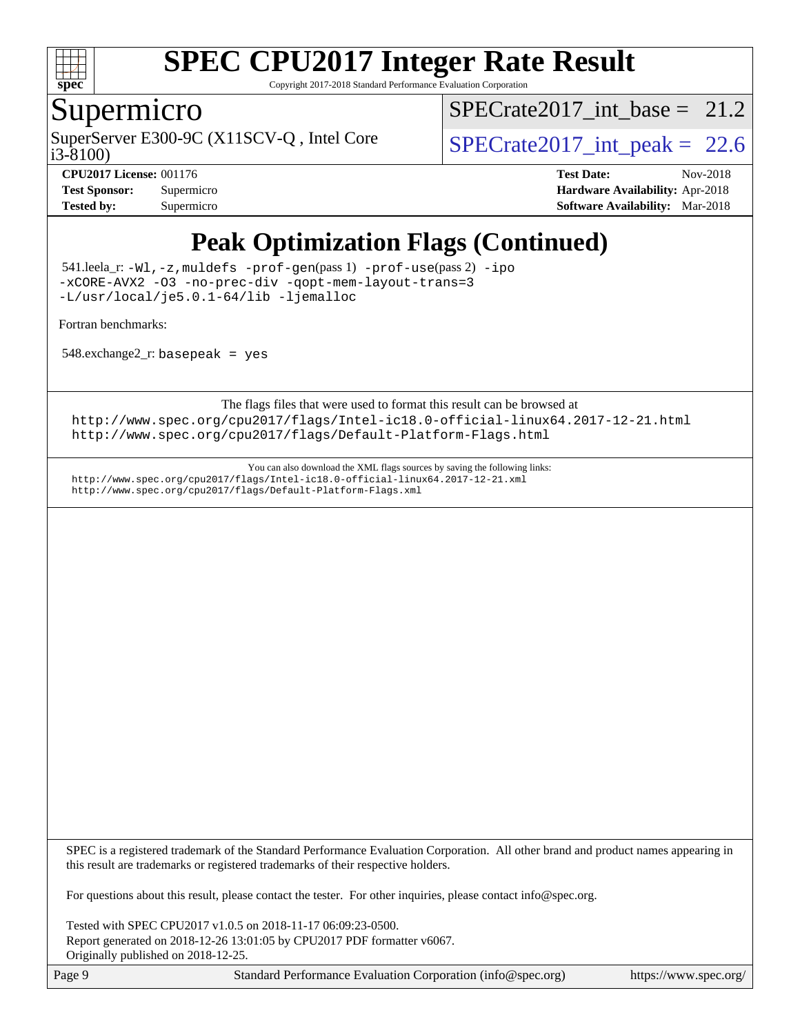# Peak Optimization Flags (Continued)

541.leela_r: -Wl,-z,muldefs -prof-gen(pass 1) -prof-use(pass 2) -ipo -xCORE-AVX2 -O3 -no-prec-div -qopt-mem-layout-trans=3 -L/usr/local/je5.0.1-64/lib -ljemalloc

Fortran benchmarks:

548.exchange2_r: basepeak = yes

The flags files that were used to format this result can be browsed at
http://www.spec.org/cpu2017/flags/Intel-ic18.0-official-linux64.2017-12-21.html
http://www.spec.org/cpu2017/flags/Default-Platform-Flags.html

You can also download the XML flags sources by saving the following links:
http://www.spec.org/cpu2017/flags/Intel-ic18.0-official-linux64.2017-12-21.xml
http://www.spec.org/cpu2017/flags/Default-Platform-Flags.xml

SPEC is a registered trademark of the Standard Performance Evaluation Corporation. All other brand and product names appearing in this result are trademarks or registered trademarks of their respective holders.

For questions about this result, please contact the tester. For other inquiries, please contact info@spec.org.

Tested with SPEC CPU2017 v1.0.5 on 2018-11-17 06:09:23-0500.
Report generated on 2018-12-26 13:01:05 by CPU2017 PDF formatter v6067.
Originally published on 2018-12-25.